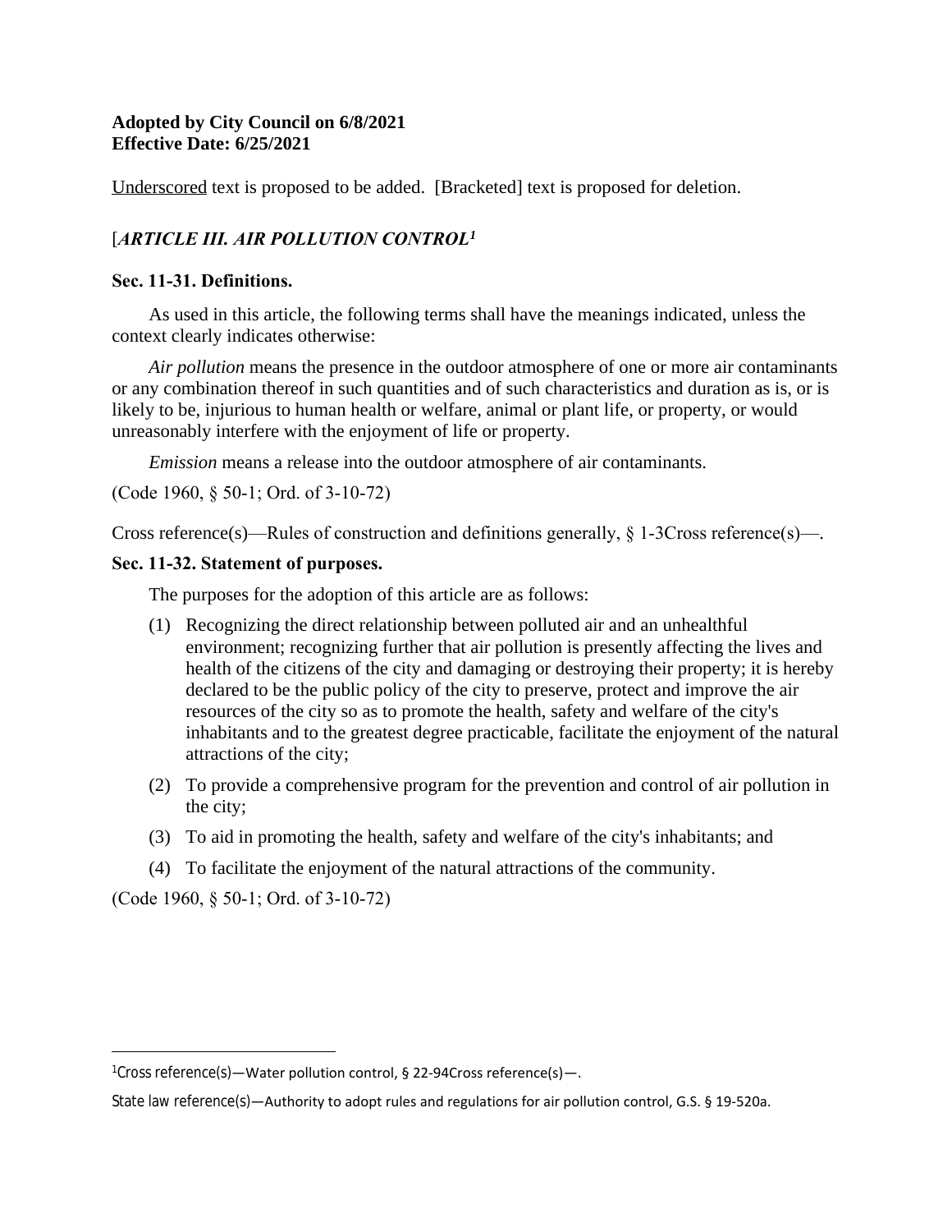**Adopted by City Council on 6/8/2021**
**Effective Date: 6/25/2021**

<u>Underscored</u> text is proposed to be added. [Bracketed] text is proposed for deletion.

### [*ARTICLE III. AIR POLLUTION CONTROL*[1]

**Sec. 11-31. Definitions.**

As used in this article, the following terms shall have the meanings indicated, unless the context clearly indicates otherwise:

*Air pollution* means the presence in the outdoor atmosphere of one or more air contaminants or any combination thereof in such quantities and of such characteristics and duration as is, or is likely to be, injurious to human health or welfare, animal or plant life, or property, or would unreasonably interfere with the enjoyment of life or property.

*Emission* means a release into the outdoor atmosphere of air contaminants.

(Code 1960, § 50-1; Ord. of 3-10-72)

Cross reference(s)—Rules of construction and definitions generally, § 1-3Cross reference(s)—.

**Sec. 11-32. Statement of purposes.**

The purposes for the adoption of this article are as follows:

(1) Recognizing the direct relationship between polluted air and an unhealthful environment; recognizing further that air pollution is presently affecting the lives and health of the citizens of the city and damaging or destroying their property; it is hereby declared to be the public policy of the city to preserve, protect and improve the air resources of the city so as to promote the health, safety and welfare of the city's inhabitants and to the greatest degree practicable, facilitate the enjoyment of the natural attractions of the city;

(2) To provide a comprehensive program for the prevention and control of air pollution in the city;

(3) To aid in promoting the health, safety and welfare of the city's inhabitants; and

(4) To facilitate the enjoyment of the natural attractions of the community.

(Code 1960, § 50-1; Ord. of 3-10-72)

---

[1] Cross reference(s)—Water pollution control, § 22-94Cross reference(s)—.

State law reference(s)—Authority to adopt rules and regulations for air pollution control, G.S. § 19-520a.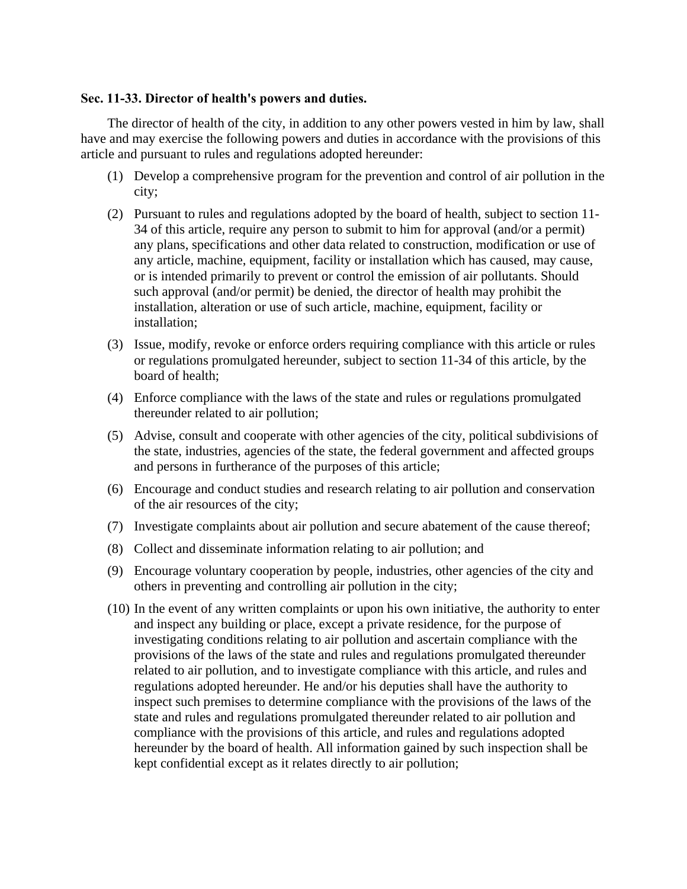**Sec. 11-33. Director of health's powers and duties.**

The director of health of the city, in addition to any other powers vested in him by law, shall have and may exercise the following powers and duties in accordance with the provisions of this article and pursuant to rules and regulations adopted hereunder:

(1) Develop a comprehensive program for the prevention and control of air pollution in the city;

(2) Pursuant to rules and regulations adopted by the board of health, subject to section 11-34 of this article, require any person to submit to him for approval (and/or a permit) any plans, specifications and other data related to construction, modification or use of any article, machine, equipment, facility or installation which has caused, may cause, or is intended primarily to prevent or control the emission of air pollutants. Should such approval (and/or permit) be denied, the director of health may prohibit the installation, alteration or use of such article, machine, equipment, facility or installation;

(3) Issue, modify, revoke or enforce orders requiring compliance with this article or rules or regulations promulgated hereunder, subject to section 11-34 of this article, by the board of health;

(4) Enforce compliance with the laws of the state and rules or regulations promulgated thereunder related to air pollution;

(5) Advise, consult and cooperate with other agencies of the city, political subdivisions of the state, industries, agencies of the state, the federal government and affected groups and persons in furtherance of the purposes of this article;

(6) Encourage and conduct studies and research relating to air pollution and conservation of the air resources of the city;

(7) Investigate complaints about air pollution and secure abatement of the cause thereof;

(8) Collect and disseminate information relating to air pollution; and

(9) Encourage voluntary cooperation by people, industries, other agencies of the city and others in preventing and controlling air pollution in the city;

(10) In the event of any written complaints or upon his own initiative, the authority to enter and inspect any building or place, except a private residence, for the purpose of investigating conditions relating to air pollution and ascertain compliance with the provisions of the laws of the state and rules and regulations promulgated thereunder related to air pollution, and to investigate compliance with this article, and rules and regulations adopted hereunder. He and/or his deputies shall have the authority to inspect such premises to determine compliance with the provisions of the laws of the state and rules and regulations promulgated thereunder related to air pollution and compliance with the provisions of this article, and rules and regulations adopted hereunder by the board of health. All information gained by such inspection shall be kept confidential except as it relates directly to air pollution;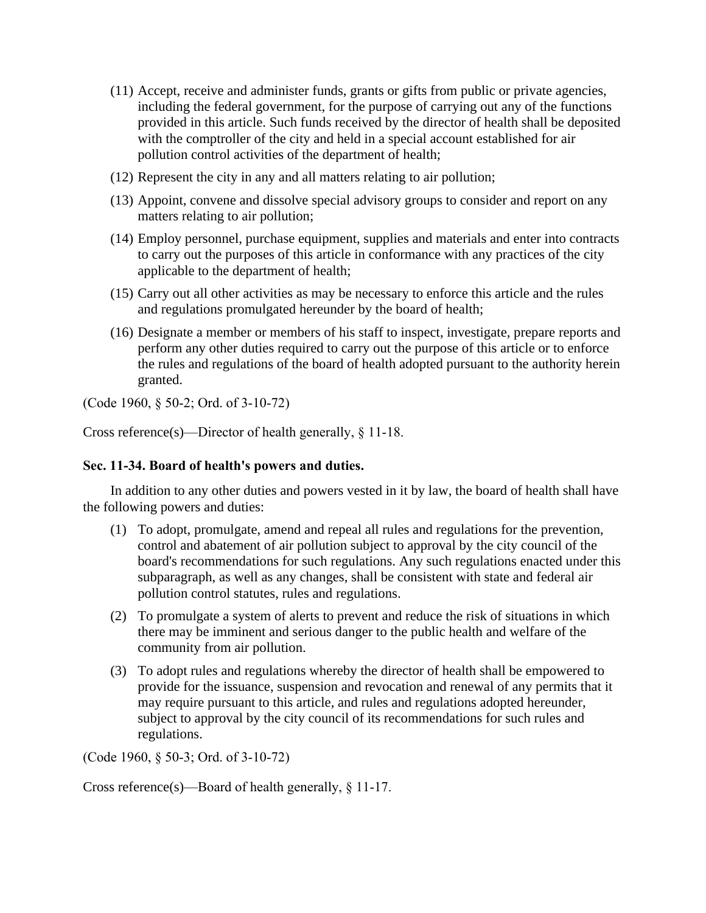(11) Accept, receive and administer funds, grants or gifts from public or private agencies, including the federal government, for the purpose of carrying out any of the functions provided in this article. Such funds received by the director of health shall be deposited with the comptroller of the city and held in a special account established for air pollution control activities of the department of health;

(12) Represent the city in any and all matters relating to air pollution;

(13) Appoint, convene and dissolve special advisory groups to consider and report on any matters relating to air pollution;

(14) Employ personnel, purchase equipment, supplies and materials and enter into contracts to carry out the purposes of this article in conformance with any practices of the city applicable to the department of health;

(15) Carry out all other activities as may be necessary to enforce this article and the rules and regulations promulgated hereunder by the board of health;

(16) Designate a member or members of his staff to inspect, investigate, prepare reports and perform any other duties required to carry out the purpose of this article or to enforce the rules and regulations of the board of health adopted pursuant to the authority herein granted.

(Code 1960, § 50-2; Ord. of 3-10-72)

Cross reference(s)—Director of health generally, § 11-18.

**Sec. 11-34. Board of health's powers and duties.**

In addition to any other duties and powers vested in it by law, the board of health shall have the following powers and duties:

(1) To adopt, promulgate, amend and repeal all rules and regulations for the prevention, control and abatement of air pollution subject to approval by the city council of the board's recommendations for such regulations. Any such regulations enacted under this subparagraph, as well as any changes, shall be consistent with state and federal air pollution control statutes, rules and regulations.

(2) To promulgate a system of alerts to prevent and reduce the risk of situations in which there may be imminent and serious danger to the public health and welfare of the community from air pollution.

(3) To adopt rules and regulations whereby the director of health shall be empowered to provide for the issuance, suspension and revocation and renewal of any permits that it may require pursuant to this article, and rules and regulations adopted hereunder, subject to approval by the city council of its recommendations for such rules and regulations.

(Code 1960, § 50-3; Ord. of 3-10-72)

Cross reference(s)—Board of health generally, § 11-17.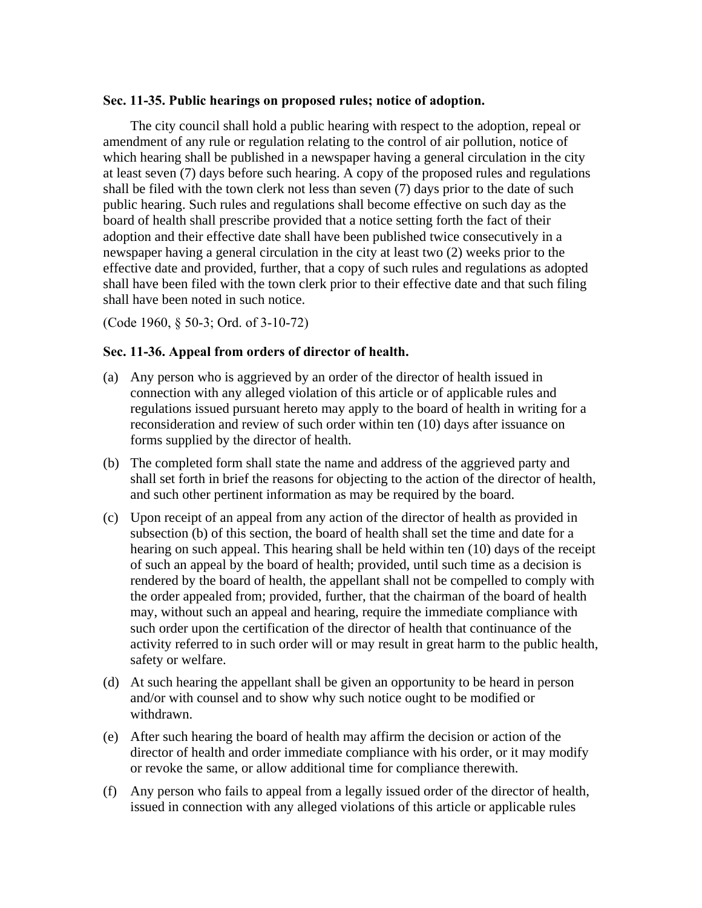**Sec. 11-35. Public hearings on proposed rules; notice of adoption.**

The city council shall hold a public hearing with respect to the adoption, repeal or amendment of any rule or regulation relating to the control of air pollution, notice of which hearing shall be published in a newspaper having a general circulation in the city at least seven (7) days before such hearing. A copy of the proposed rules and regulations shall be filed with the town clerk not less than seven (7) days prior to the date of such public hearing. Such rules and regulations shall become effective on such day as the board of health shall prescribe provided that a notice setting forth the fact of their adoption and their effective date shall have been published twice consecutively in a newspaper having a general circulation in the city at least two (2) weeks prior to the effective date and provided, further, that a copy of such rules and regulations as adopted shall have been filed with the town clerk prior to their effective date and that such filing shall have been noted in such notice.

(Code 1960, § 50-3; Ord. of 3-10-72)

**Sec. 11-36. Appeal from orders of director of health.**

(a) Any person who is aggrieved by an order of the director of health issued in connection with any alleged violation of this article or of applicable rules and regulations issued pursuant hereto may apply to the board of health in writing for a reconsideration and review of such order within ten (10) days after issuance on forms supplied by the director of health.

(b) The completed form shall state the name and address of the aggrieved party and shall set forth in brief the reasons for objecting to the action of the director of health, and such other pertinent information as may be required by the board.

(c) Upon receipt of an appeal from any action of the director of health as provided in subsection (b) of this section, the board of health shall set the time and date for a hearing on such appeal. This hearing shall be held within ten (10) days of the receipt of such an appeal by the board of health; provided, until such time as a decision is rendered by the board of health, the appellant shall not be compelled to comply with the order appealed from; provided, further, that the chairman of the board of health may, without such an appeal and hearing, require the immediate compliance with such order upon the certification of the director of health that continuance of the activity referred to in such order will or may result in great harm to the public health, safety or welfare.

(d) At such hearing the appellant shall be given an opportunity to be heard in person and/or with counsel and to show why such notice ought to be modified or withdrawn.

(e) After such hearing the board of health may affirm the decision or action of the director of health and order immediate compliance with his order, or it may modify or revoke the same, or allow additional time for compliance therewith.

(f) Any person who fails to appeal from a legally issued order of the director of health, issued in connection with any alleged violations of this article or applicable rules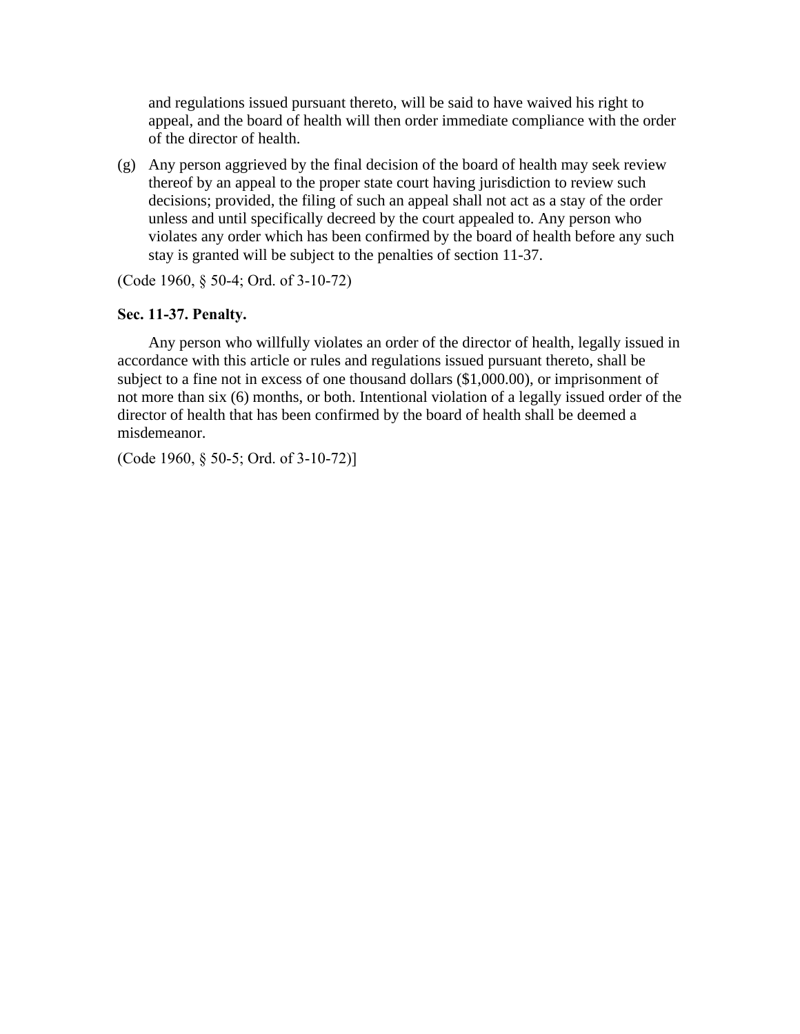and regulations issued pursuant thereto, will be said to have waived his right to appeal, and the board of health will then order immediate compliance with the order of the director of health.

(g) Any person aggrieved by the final decision of the board of health may seek review thereof by an appeal to the proper state court having jurisdiction to review such decisions; provided, the filing of such an appeal shall not act as a stay of the order unless and until specifically decreed by the court appealed to. Any person who violates any order which has been confirmed by the board of health before any such stay is granted will be subject to the penalties of section 11-37.

(Code 1960, § 50-4; Ord. of 3-10-72)

**Sec. 11-37. Penalty.**

Any person who willfully violates an order of the director of health, legally issued in accordance with this article or rules and regulations issued pursuant thereto, shall be subject to a fine not in excess of one thousand dollars ($1,000.00), or imprisonment of not more than six (6) months, or both. Intentional violation of a legally issued order of the director of health that has been confirmed by the board of health shall be deemed a misdemeanor.

(Code 1960, § 50-5; Ord. of 3-10-72)]